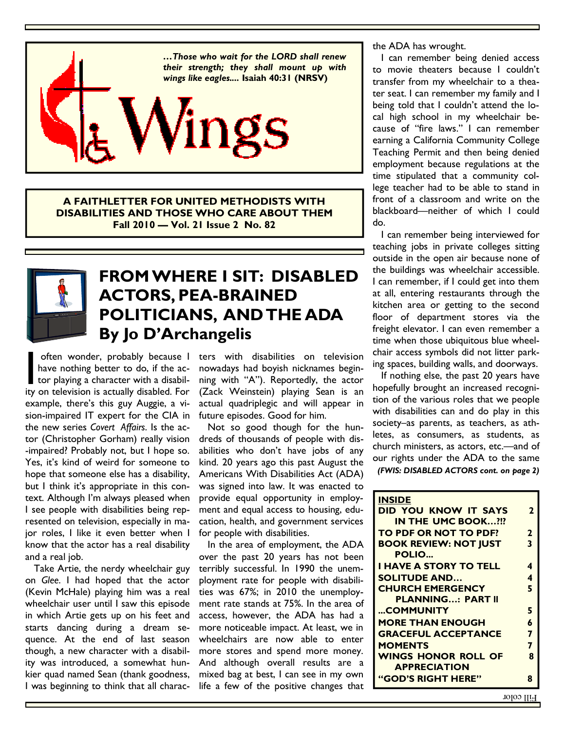*…Those who wait for the LORD shall renew their strength; they shall mount up with wings like eagles....* **Isaiah 40:31 (NRSV)**

# Wings

**A FAITHLETTER FOR UNITED METHODISTS WITH DISABILITIES AND THOSE WHO CARE ABOUT THEM**
**Fall 2010 — Vol. 21 Issue 2 No. 82**

## FROM WHERE I SIT: DISABLED ACTORS, PEA-BRAINED POLITICIANS, AND THE ADA
## By Jo D'Archangelis

I often wonder, probably because I have nothing better to do, if the actor playing a character with a disability on television is actually disabled. For example, there's this guy Auggie, a vision-impaired IT expert for the CIA in the new series *Covert Affairs*. Is the actor (Christopher Gorham) really vision-impaired? Probably not, but I hope so. Yes, it's kind of weird for someone to hope that someone else has a disability, but I think it's appropriate in this context. Although I'm always pleased when I see people with disabilities being represented on television, especially in major roles, I like it even better when I know that the actor has a real disability and a real job.

Take Artie, the nerdy wheelchair guy on *Glee*. I had hoped that the actor (Kevin McHale) playing him was a real wheelchair user until I saw this episode in which Artie gets up on his feet and starts dancing during a dream sequence. At the end of last season though, a new character with a disability was introduced, a somewhat hunkier quad named Sean (thank goodness, I was beginning to think that all characters with disabilities on television nowadays had boyish nicknames beginning with "A"). Reportedly, the actor (Zack Weinstein) playing Sean is an actual quadriplegic and will appear in future episodes. Good for him.

Not so good though for the hundreds of thousands of people with disabilities who don't have jobs of any kind. 20 years ago this past August the Americans With Disabilities Act (ADA) was signed into law. It was enacted to provide equal opportunity in employment and equal access to housing, education, health, and government services for people with disabilities.

In the area of employment, the ADA over the past 20 years has not been terribly successful. In 1990 the unemployment rate for people with disabilities was 67%; in 2010 the unemployment rate stands at 75%. In the area of access, however, the ADA has had a more noticeable impact. At least, we in wheelchairs are now able to enter more stores and spend more money. And although overall results are a mixed bag at best, I can see in my own life a few of the positive changes that the ADA has wrought.

I can remember being denied access to movie theaters because I couldn't transfer from my wheelchair to a theater seat. I can remember my family and I being told that I couldn't attend the local high school in my wheelchair because of "fire laws." I can remember earning a California Community College Teaching Permit and then being denied employment because regulations at the time stipulated that a community college teacher had to be able to stand in front of a classroom and write on the blackboard—neither of which I could do.

I can remember being interviewed for teaching jobs in private colleges sitting outside in the open air because none of the buildings was wheelchair accessible. I can remember, if I could get into them at all, entering restaurants through the kitchen area or getting to the second floor of department stores via the freight elevator. I can even remember a time when those ubiquitous blue wheelchair access symbols did not litter parking spaces, building walls, and doorways.

If nothing else, the past 20 years have hopefully brought an increased recognition of the various roles that we people with disabilities can and do play in this society–as parents, as teachers, as athletes, as consumers, as students, as church ministers, as actors, etc.—and of our rights under the ADA to the same

*(FWIS: DISABLED ACTORS cont. on page 2)*

| INSIDE | |
|---|---|
| DID YOU KNOW IT SAYS IN THE UMC BOOK…?!? | 2 |
| TO PDF OR NOT TO PDF? | 2 |
| BOOK REVIEW: NOT JUST POLIO… | 3 |
| I HAVE A STORY TO TELL | 4 |
| SOLITUDE AND… | 4 |
| CHURCH EMERGENCY PLANNING…: PART II | 5 |
| …COMMUNITY | 5 |
| MORE THAN ENOUGH | 6 |
| GRACEFUL ACCEPTANCE | 7 |
| MOMENTS | 7 |
| WINGS HONOR ROLL OF APPRECIATION | 8 |
| "GOD'S RIGHT HERE" | 8 |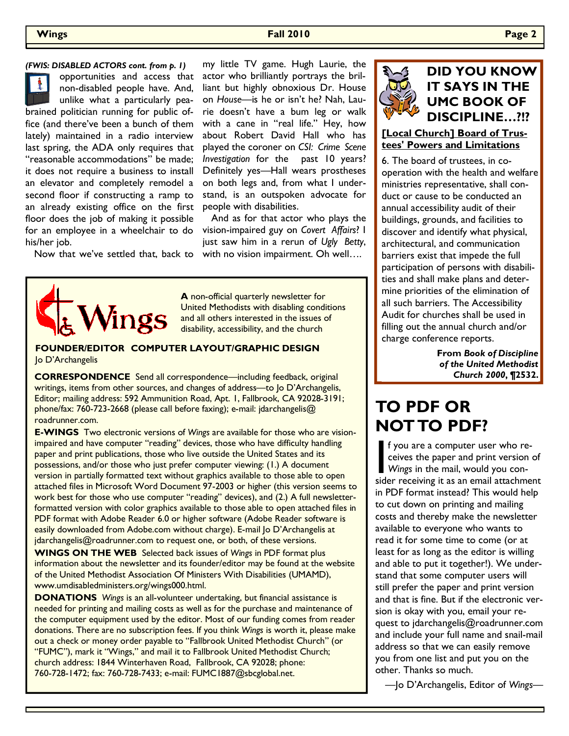*(FWIS: DISABLED ACTORS cont. from p. 1)*

opportunities and access that non-disabled people have. And, unlike what a particularly pea-brained politician running for public office (and there've been a bunch of them lately) maintained in a radio interview last spring, the ADA only requires that "reasonable accommodations" be made; it does not require a business to install an elevator and completely remodel a second floor if constructing a ramp to an already existing office on the first floor does the job of making it possible for an employee in a wheelchair to do his/her job.

Now that we've settled that, back to my little TV game. Hugh Laurie, the actor who brilliantly portrays the brilliant but highly obnoxious Dr. House on *House*—is he or isn't he? Nah, Laurie doesn't have a bum leg or walk with a cane in "real life." Hey, how about Robert David Hall who has played the coroner on *CSI: Crime Scene Investigation* for the past 10 years? Definitely yes—Hall wears prostheses on both legs and, from what I understand, is an outspoken advocate for people with disabilities.

And as for that actor who plays the vision-impaired guy on *Covert Affairs*? I just saw him in a rerun of *Ugly Betty*, with no vision impairment. Oh well….

---

**Wings**

**A** non-official quarterly newsletter for United Methodists with disabling conditions and all others interested in the issues of disability, accessibility, and the church

**FOUNDER/EDITOR COMPUTER LAYOUT/GRAPHIC DESIGN**
Jo D'Archangelis

**CORRESPONDENCE** Send all correspondence—including feedback, original writings, items from other sources, and changes of address—to Jo D'Archangelis, Editor; mailing address: 592 Ammunition Road, Apt. 1, Fallbrook, CA 92028-3191; phone/fax: 760-723-2668 (please call before faxing); e-mail: jdarchangelis@roadrunner.com.

**E-WINGS** Two electronic versions of *Wings* are available for those who are vision-impaired and have computer "reading" devices, those who have difficulty handling paper and print publications, those who live outside the United States and its possessions, and/or those who just prefer computer viewing: (1.) A document version in partially formatted text without graphics available to those able to open attached files in Microsoft Word Document 97-2003 or higher (this version seems to work best for those who use computer "reading" devices), and (2.) A full newsletter-formatted version with color graphics available to those able to open attached files in PDF format with Adobe Reader 6.0 or higher software (Adobe Reader software is easily downloaded from Adobe.com without charge). E-mail Jo D'Archangelis at jdarchangelis@roadrunner.com to request one, or both, of these versions.

**WINGS ON THE WEB** Selected back issues of *Wings* in PDF format plus information about the newsletter and its founder/editor may be found at the website of the United Methodist Association Of Ministers With Disabilities (UMAMD), www.umdisabledministers.org/wings000.html.

**DONATIONS** *Wings* is an all-volunteer undertaking, but financial assistance is needed for printing and mailing costs as well as for the purchase and maintenance of the computer equipment used by the editor. Most of our funding comes from reader donations. There are no subscription fees. If you think *Wings* is worth it, please make out a check or money order payable to "Fallbrook United Methodist Church" (or "FUMC"), mark it "Wings," and mail it to Fallbrook United Methodist Church; church address: 1844 Winterhaven Road, Fallbrook, CA 92028; phone: 760-728-1472; fax: 760-728-7433; e-mail: FUMC1887@sbcglobal.net.

---

## DID YOU KNOW IT SAYS IN THE UMC BOOK OF DISCIPLINE…?!?

**[Local Church] Board of Trustees' Powers and Limitations**

6. The board of trustees, in co-operation with the health and welfare ministries representative, shall conduct or cause to be conducted an annual accessibility audit of their buildings, grounds, and facilities to discover and identify what physical, architectural, and communication barriers exist that impede the full participation of persons with disabilities and shall make plans and determine priorities of the elimination of all such barriers. The Accessibility Audit for churches shall be used in filling out the annual church and/or charge conference reports.

**From *Book of Discipline of the United Methodist Church 2000*, ¶2532.**

## TO PDF OR NOT TO PDF?

If you are a computer user who receives the paper and print version of *Wings* in the mail, would you consider receiving it as an email attachment in PDF format instead? This would help to cut down on printing and mailing costs and thereby make the newsletter available to everyone who wants to read it for some time to come (or at least for as long as the editor is willing and able to put it together!). We understand that some computer users will still prefer the paper and print version and that is fine. But if the electronic version is okay with you, email your request to jdarchangelis@roadrunner.com and include your full name and snail-mail address so that we can easily remove you from one list and put you on the other. Thanks so much.

—Jo D'Archangelis, Editor of *Wings*—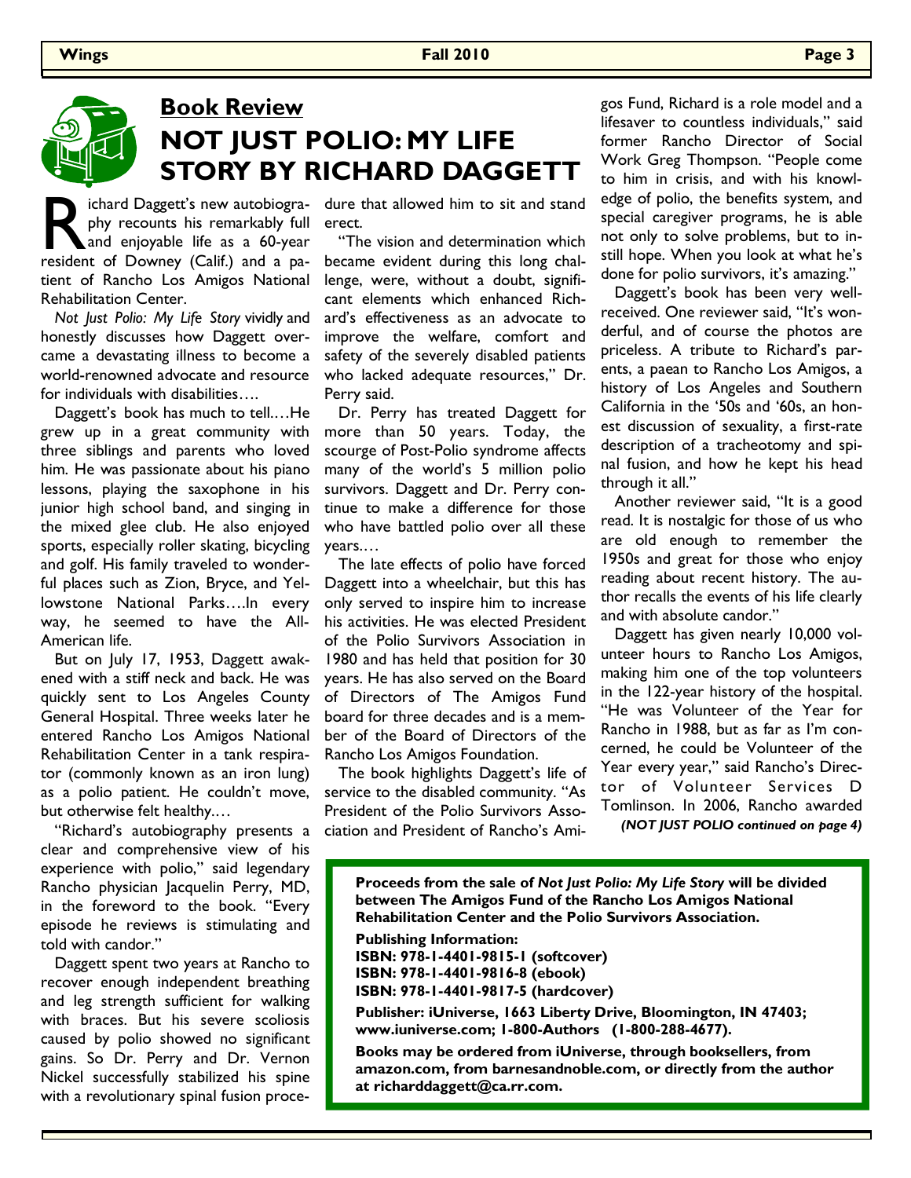## Book Review

# NOT JUST POLIO: MY LIFE STORY BY RICHARD DAGGETT

Richard Daggett's new autobiography recounts his remarkably full and enjoyable life as a 60-year resident of Downey (Calif.) and a patient of Rancho Los Amigos National Rehabilitation Center.

*Not Just Polio: My Life Story* vividly and honestly discusses how Daggett overcame a devastating illness to become a world-renowned advocate and resource for individuals with disabilities….

Daggett's book has much to tell.…He grew up in a great community with three siblings and parents who loved him. He was passionate about his piano lessons, playing the saxophone in his junior high school band, and singing in the mixed glee club. He also enjoyed sports, especially roller skating, bicycling and golf. His family traveled to wonderful places such as Zion, Bryce, and Yellowstone National Parks….In every way, he seemed to have the All-American life.

But on July 17, 1953, Daggett awakened with a stiff neck and back. He was quickly sent to Los Angeles County General Hospital. Three weeks later he entered Rancho Los Amigos National Rehabilitation Center in a tank respirator (commonly known as an iron lung) as a polio patient. He couldn't move, but otherwise felt healthy.…

"Richard's autobiography presents a clear and comprehensive view of his experience with polio," said legendary Rancho physician Jacquelin Perry, MD, in the foreword to the book. "Every episode he reviews is stimulating and told with candor."

Daggett spent two years at Rancho to recover enough independent breathing and leg strength sufficient for walking with braces. But his severe scoliosis caused by polio showed no significant gains. So Dr. Perry and Dr. Vernon Nickel successfully stabilized his spine with a revolutionary spinal fusion procedure that allowed him to sit and stand erect.

"The vision and determination which became evident during this long challenge, were, without a doubt, significant elements which enhanced Richard's effectiveness as an advocate to improve the welfare, comfort and safety of the severely disabled patients who lacked adequate resources," Dr. Perry said.

Dr. Perry has treated Daggett for more than 50 years. Today, the scourge of Post-Polio syndrome affects many of the world's 5 million polio survivors. Daggett and Dr. Perry continue to make a difference for those who have battled polio over all these years.…

The late effects of polio have forced Daggett into a wheelchair, but this has only served to inspire him to increase his activities. He was elected President of the Polio Survivors Association in 1980 and has held that position for 30 years. He has also served on the Board of Directors of The Amigos Fund board for three decades and is a member of the Board of Directors of the Rancho Los Amigos Foundation.

The book highlights Daggett's life of service to the disabled community. "As President of the Polio Survivors Association and President of Rancho's Amigos Fund, Richard is a role model and a lifesaver to countless individuals," said former Rancho Director of Social Work Greg Thompson. "People come to him in crisis, and with his knowledge of polio, the benefits system, and special caregiver programs, he is able not only to solve problems, but to instill hope. When you look at what he's done for polio survivors, it's amazing."

Daggett's book has been very well-received. One reviewer said, "It's wonderful, and of course the photos are priceless. A tribute to Richard's parents, a paean to Rancho Los Amigos, a history of Los Angeles and Southern California in the '50s and '60s, an honest discussion of sexuality, a first-rate description of a tracheotomy and spinal fusion, and how he kept his head through it all."

Another reviewer said, "It is a good read. It is nostalgic for those of us who are old enough to remember the 1950s and great for those who enjoy reading about recent history. The author recalls the events of his life clearly and with absolute candor."

Daggett has given nearly 10,000 volunteer hours to Rancho Los Amigos, making him one of the top volunteers in the 122-year history of the hospital. "He was Volunteer of the Year for Rancho in 1988, but as far as I'm concerned, he could be Volunteer of the Year every year," said Rancho's Director of Volunteer Services D Tomlinson. In 2006, Rancho awarded

***(NOT JUST POLIO continued on page 4)***

**Proceeds from the sale of *Not Just Polio: My Life Story* will be divided between The Amigos Fund of the Rancho Los Amigos National Rehabilitation Center and the Polio Survivors Association.**

**Publishing Information:**
**ISBN: 978-1-4401-9815-1 (softcover)**
**ISBN: 978-1-4401-9816-8 (ebook)**
**ISBN: 978-1-4401-9817-5 (hardcover)**

**Publisher: iUniverse, 1663 Liberty Drive, Bloomington, IN 47403; www.iuniverse.com; 1-800-Authors (1-800-288-4677).**

**Books may be ordered from iUniverse, through booksellers, from amazon.com, from barnesandnoble.com, or directly from the author at richarddaggett@ca.rr.com.**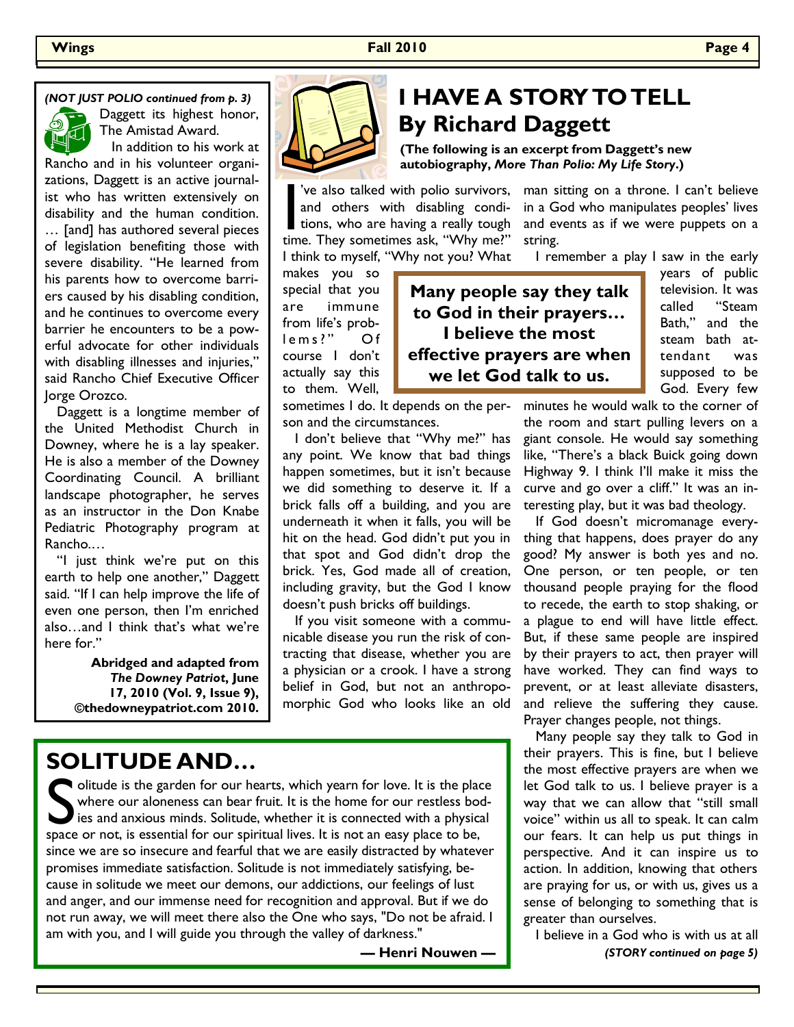*(NOT JUST POLIO continued from p. 3)*

Daggett its highest honor, The Amistad Award.

In addition to his work at Rancho and in his volunteer organizations, Daggett is an active journalist who has written extensively on disability and the human condition. … [and] has authored several pieces of legislation benefiting those with severe disability. "He learned from his parents how to overcome barriers caused by his disabling condition, and he continues to overcome every barrier he encounters to be a powerful advocate for other individuals with disabling illnesses and injuries," said Rancho Chief Executive Officer Jorge Orozco.

Daggett is a longtime member of the United Methodist Church in Downey, where he is a lay speaker. He is also a member of the Downey Coordinating Council. A brilliant landscape photographer, he serves as an instructor in the Don Knabe Pediatric Photography program at Rancho.…

"I just think we're put on this earth to help one another," Daggett said. "If I can help improve the life of even one person, then I'm enriched also…and I think that's what we're here for."

**Abridged and adapted from *The Downey Patriot*, June 17, 2010 (Vol. 9, Issue 9), ©thedowneypatriot.com 2010.**

# I HAVE A STORY TO TELL
## By Richard Daggett

**(The following is an excerpt from Daggett's new autobiography, *More Than Polio: My Life Story*.)**

I've also talked with polio survivors, and others with disabling conditions, who are having a really tough time. They sometimes ask, "Why me?" I think to myself, "Why not you? What makes you so special that you are immune from life's problems?" Of course I don't actually say this to them. Well, sometimes I do. It depends on the person and the circumstances.

I don't believe that "Why me?" has any point. We know that bad things happen sometimes, but it isn't because we did something to deserve it. If a brick falls off a building, and you are underneath it when it falls, you will be hit on the head. God didn't put you in that spot and God didn't drop the brick. Yes, God made all of creation, including gravity, but the God I know doesn't push bricks off buildings.

If you visit someone with a communicable disease you run the risk of contracting that disease, whether you are a physician or a crook. I have a strong belief in God, but not an anthropomorphic God who looks like an old man sitting on a throne. I can't believe in a God who manipulates peoples' lives and events as if we were puppets on a string.

**Many people say they talk to God in their prayers… I believe the most effective prayers are when we let God talk to us.**

I remember a play I saw in the early years of public television. It was called "Steam Bath," and the steam bath attendant was supposed to be God. Every few minutes he would walk to the corner of the room and start pulling levers on a giant console. He would say something like, "There's a black Buick going down Highway 9. I think I'll make it miss the curve and go over a cliff." It was an interesting play, but it was bad theology.

If God doesn't micromanage everything that happens, does prayer do any good? My answer is both yes and no. One person, or ten people, or ten thousand people praying for the flood to recede, the earth to stop shaking, or a plague to end will have little effect. But, if these same people are inspired by their prayers to act, then prayer will have worked. They can find ways to prevent, or at least alleviate disasters, and relieve the suffering they cause. Prayer changes people, not things.

Many people say they talk to God in their prayers. This is fine, but I believe the most effective prayers are when we let God talk to us. I believe prayer is a way that we can allow that "still small voice" within us all to speak. It can calm our fears. It can help us put things in perspective. And it can inspire us to action. In addition, knowing that others are praying for us, or with us, gives us a sense of belonging to something that is greater than ourselves.

I believe in a God who is with us at all

*(STORY continued on page 5)*

# SOLITUDE AND…

Solitude is the garden for our hearts, which yearn for love. It is the place where our aloneness can bear fruit. It is the home for our restless bodies and anxious minds. Solitude, whether it is connected with a physical space or not, is essential for our spiritual lives. It is not an easy place to be, since we are so insecure and fearful that we are easily distracted by whatever promises immediate satisfaction. Solitude is not immediately satisfying, because in solitude we meet our demons, our addictions, our feelings of lust and anger, and our immense need for recognition and approval. But if we do not run away, we will meet there also the One who says, "Do not be afraid. I am with you, and I will guide you through the valley of darkness."

**— Henri Nouwen —**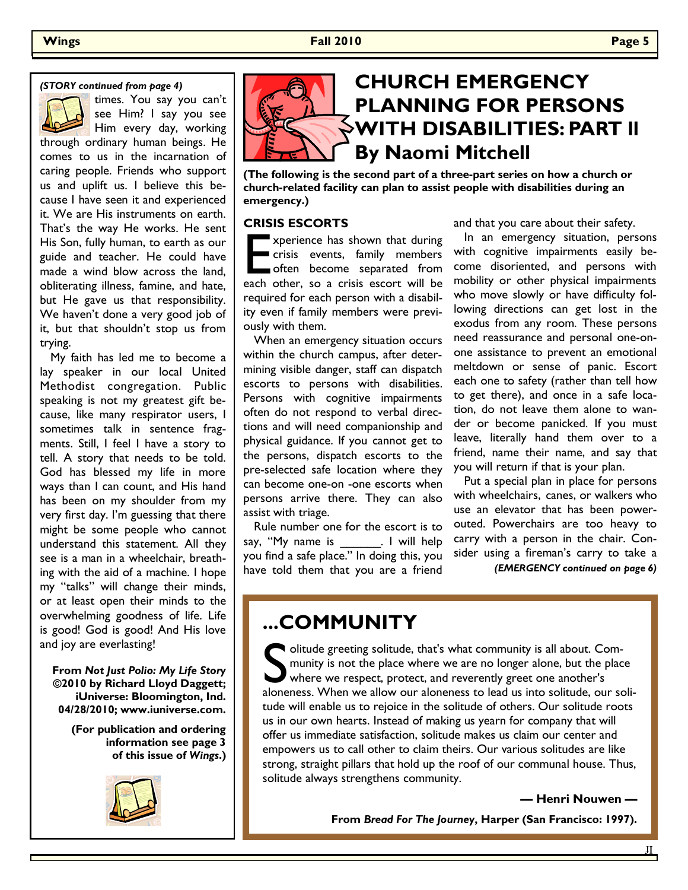*(STORY continued from page 4)*

times. You say you can't see Him? I say you see Him every day, working through ordinary human beings. He comes to us in the incarnation of caring people. Friends who support us and uplift us. I believe this because I have seen it and experienced it. We are His instruments on earth. That's the way He works. He sent His Son, fully human, to earth as our guide and teacher. He could have made a wind blow across the land, obliterating illness, famine, and hate, but He gave us that responsibility. We haven't done a very good job of it, but that shouldn't stop us from trying.

My faith has led me to become a lay speaker in our local United Methodist congregation. Public speaking is not my greatest gift because, like many respirator users, I sometimes talk in sentence fragments. Still, I feel I have a story to tell. A story that needs to be told. God has blessed my life in more ways than I can count, and His hand has been on my shoulder from my very first day. I'm guessing that there might be some people who cannot understand this statement. All they see is a man in a wheelchair, breathing with the aid of a machine. I hope my "talks" will change their minds, or at least open their minds to the overwhelming goodness of life. Life is good! God is good! And His love and joy are everlasting!

**From *Not Just Polio: My Life Story* ©2010 by Richard Lloyd Daggett; iUniverse: Bloomington, Ind. 04/28/2010; www.iuniverse.com.**

**(For publication and ordering information see page 3 of this issue of *Wings*.)**

# CHURCH EMERGENCY PLANNING FOR PERSONS WITH DISABILITIES: PART II

# By Naomi Mitchell

**(The following is the second part of a three-part series on how a church or church-related facility can plan to assist people with disabilities during an emergency.)**

### CRISIS ESCORTS

Experience has shown that during crisis events, family members often become separated from each other, so a crisis escort will be required for each person with a disability even if family members were previously with them.

When an emergency situation occurs within the church campus, after determining visible danger, staff can dispatch escorts to persons with disabilities. Persons with cognitive impairments often do not respond to verbal directions and will need companionship and physical guidance. If you cannot get to the persons, dispatch escorts to the pre-selected safe location where they can become one-on -one escorts when persons arrive there. They can also assist with triage.

Rule number one for the escort is to say, "My name is \_\_\_\_\_\_\_. I will help you find a safe place." In doing this, you have told them that you are a friend and that you care about their safety.

In an emergency situation, persons with cognitive impairments easily become disoriented, and persons with mobility or other physical impairments who move slowly or have difficulty following directions can get lost in the exodus from any room. These persons need reassurance and personal one-on-one assistance to prevent an emotional meltdown or sense of panic. Escort each one to safety (rather than tell how to get there), and once in a safe location, do not leave them alone to wander or become panicked. If you must leave, literally hand them over to a friend, name their name, and say that you will return if that is your plan.

Put a special plan in place for persons with wheelchairs, canes, or walkers who use an elevator that has been powerouted. Powerchairs are too heavy to carry with a person in the chair. Consider using a fireman's carry to take a

*(EMERGENCY continued on page 6)*

# ...COMMUNITY

Solitude greeting solitude, that's what community is all about. Community is not the place where we are no longer alone, but the place where we respect, protect, and reverently greet one another's aloneness. When we allow our aloneness to lead us into solitude, our solitude will enable us to rejoice in the solitude of others. Our solitude roots us in our own hearts. Instead of making us yearn for company that will offer us immediate satisfaction, solitude makes us claim our center and empowers us to call other to claim theirs. Our various solitudes are like strong, straight pillars that hold up the roof of our communal house. Thus, solitude always strengthens community.

**— Henri Nouwen —**

**From *Bread For The Journey*, Harper (San Francisco: 1997).**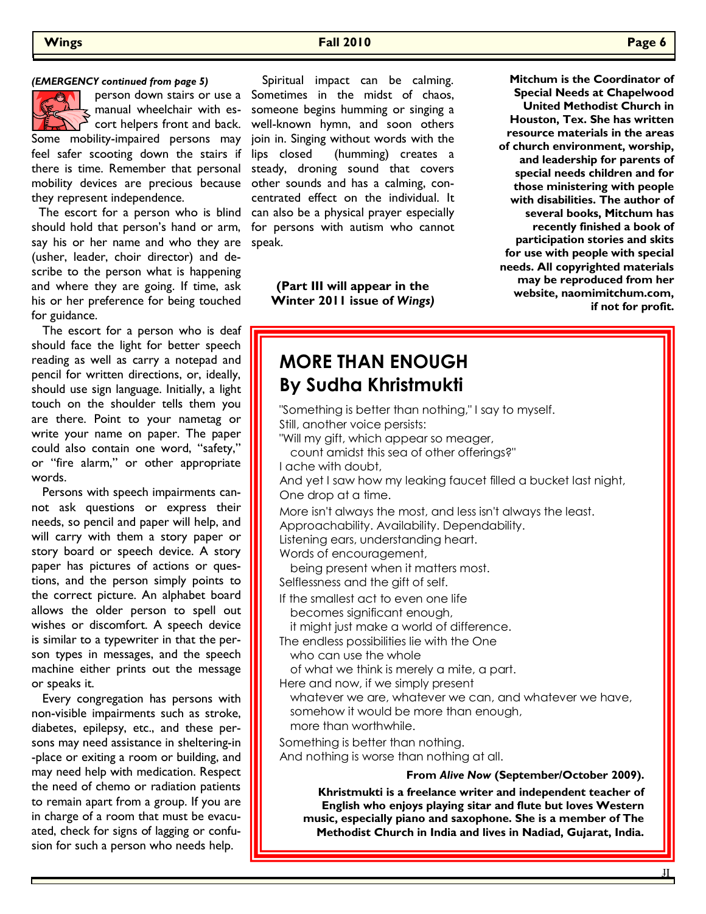*(EMERGENCY continued from page 5)*

person down stairs or use a manual wheelchair with escort helpers front and back. Some mobility-impaired persons may feel safer scooting down the stairs if there is time. Remember that personal mobility devices are precious because they represent independence.

The escort for a person who is blind should hold that person's hand or arm, say his or her name and who they are (usher, leader, choir director) and describe to the person what is happening and where they are going. If time, ask his or her preference for being touched for guidance.

The escort for a person who is deaf should face the light for better speech reading as well as carry a notepad and pencil for written directions, or, ideally, should use sign language. Initially, a light touch on the shoulder tells them you are there. Point to your nametag or write your name on paper. The paper could also contain one word, "safety," or "fire alarm," or other appropriate words.

Persons with speech impairments cannot ask questions or express their needs, so pencil and paper will help, and will carry with them a story paper or story board or speech device. A story paper has pictures of actions or questions, and the person simply points to the correct picture. An alphabet board allows the older person to spell out wishes or discomfort. A speech device is similar to a typewriter in that the person types in messages, and the speech machine either prints out the message or speaks it.

Every congregation has persons with non-visible impairments such as stroke, diabetes, epilepsy, etc., and these persons may need assistance in sheltering-in-place or exiting a room or building, and may need help with medication. Respect the need of chemo or radiation patients to remain apart from a group. If you are in charge of a room that must be evacuated, check for signs of lagging or confusion for such a person who needs help.

Spiritual impact can be calming. Sometimes in the midst of chaos, someone begins humming or singing a well-known hymn, and soon others join in. Singing without words with the lips closed (humming) creates a steady, droning sound that covers other sounds and has a calming, concentrated effect on the individual. It can also be a physical prayer especially for persons with autism who cannot speak.

**(Part III will appear in the Winter 2011 issue of *Wings*)**

**Mitchum is the Coordinator of Special Needs at Chapelwood United Methodist Church in Houston, Tex. She has written resource materials in the areas of church environment, worship, and leadership for parents of special needs children and for those ministering with people with disabilities. The author of several books, Mitchum has recently finished a book of participation stories and skits for use with people with special needs. All copyrighted materials may be reproduced from her website, naomimitchum.com, if not for profit.**

## MORE THAN ENOUGH
## By Sudha Khristmukti

"Something is better than nothing," I say to myself.
Still, another voice persists:
"Will my gift, which appear so meager,
count amidst this sea of other offerings?"
I ache with doubt,
And yet I saw how my leaking faucet filled a bucket last night,
One drop at a time.

More isn't always the most, and less isn't always the least.
Approachability. Availability. Dependability.
Listening ears, understanding heart.
Words of encouragement,
being present when it matters most.
Selflessness and the gift of self.

If the smallest act to even one life
becomes significant enough,
it might just make a world of difference.
The endless possibilities lie with the One
who can use the whole
of what we think is merely a mite, a part.
Here and now, if we simply present
whatever we are, whatever we can, and whatever we have,
somehow it would be more than enough,
more than worthwhile.

Something is better than nothing.
And nothing is worse than nothing at all.

**From *Alive Now* (September/October 2009).**

**Khristmukti is a freelance writer and independent teacher of English who enjoys playing sitar and flute but loves Western music, especially piano and saxophone. She is a member of The Methodist Church in India and lives in Nadiad, Gujarat, India.**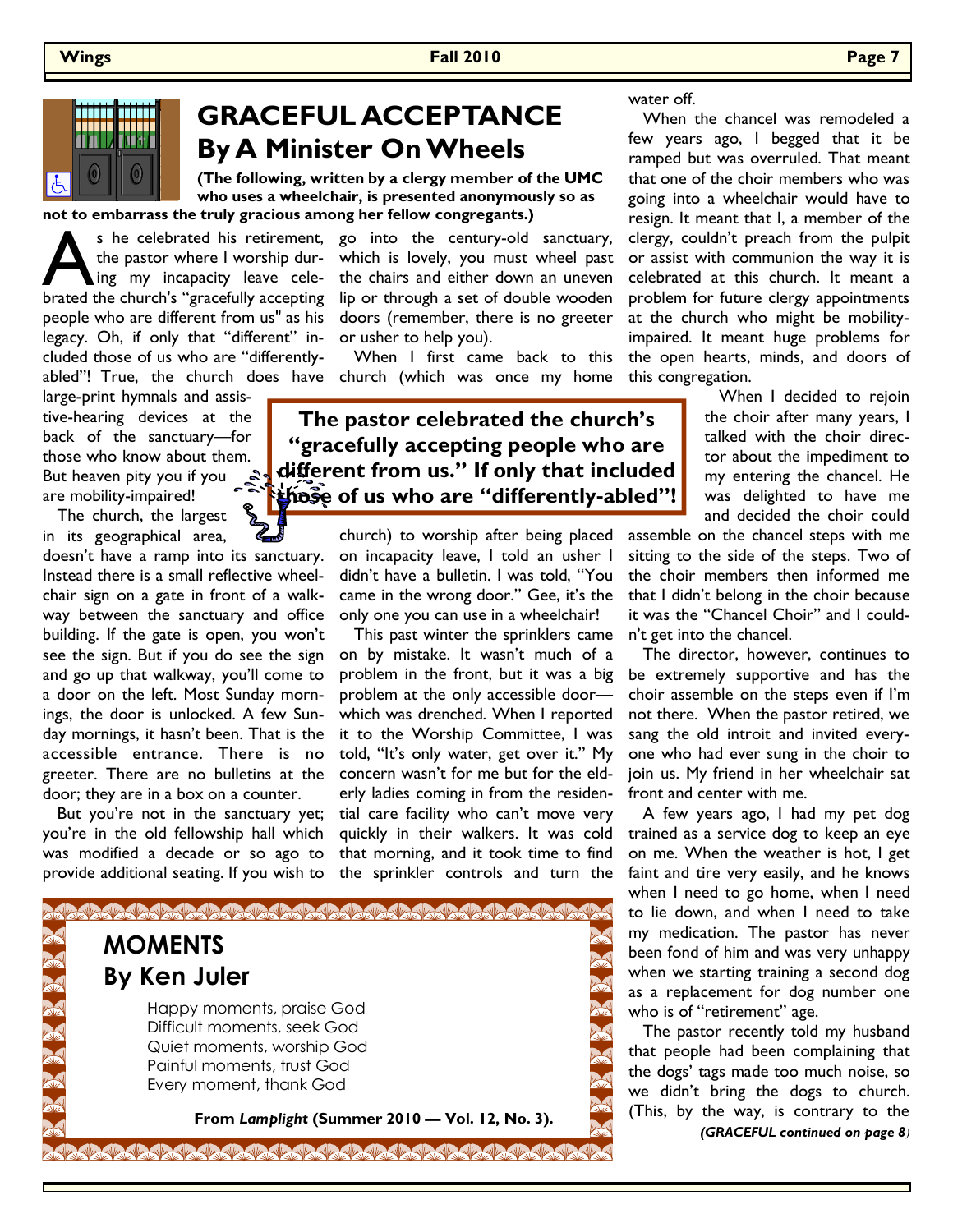# GRACEFUL ACCEPTANCE
## By A Minister On Wheels

**(The following, written by a clergy member of the UMC who uses a wheelchair, is presented anonymously so as not to embarrass the truly gracious among her fellow congregants.)**

As he celebrated his retirement, the pastor where I worship during my incapacity leave celebrated the church's "gracefully accepting people who are different from us" as his legacy. Oh, if only that "different" included those of us who are "differently-abled"! True, the church does have large-print hymnals and assistive-hearing devices at the back of the sanctuary—for those who know about them. But heaven pity you if you are mobility-impaired!

The church, the largest in its geographical area, doesn't have a ramp into its sanctuary. Instead there is a small reflective wheelchair sign on a gate in front of a walkway between the sanctuary and office building. If the gate is open, you won't see the sign. But if you do see the sign and go up that walkway, you'll come to a door on the left. Most Sunday mornings, the door is unlocked. A few Sunday mornings, it hasn't been. That is the accessible entrance. There is no greeter. There are no bulletins at the door; they are in a box on a counter.

But you're not in the sanctuary yet; you're in the old fellowship hall which was modified a decade or so ago to provide additional seating. If you wish to go into the century-old sanctuary, which is lovely, you must wheel past the chairs and either down an uneven lip or through a set of double wooden doors (remember, there is no greeter or usher to help you).

When I first came back to this church (which was once my home church) to worship after being placed on incapacity leave, I told an usher I didn't have a bulletin. I was told, "You came in the wrong door." Gee, it's the only one you can use in a wheelchair!

**The pastor celebrated the church's "gracefully accepting people who are different from us." If only that included those of us who are "differently-abled"!**

This past winter the sprinklers came on by mistake. It wasn't much of a problem in the front, but it was a big problem at the only accessible door—which was drenched. When I reported it to the Worship Committee, I was told, "It's only water, get over it." My concern wasn't for me but for the elderly ladies coming in from the residential care facility who can't move very quickly in their walkers. It was cold that morning, and it took time to find the sprinkler controls and turn the water off.

When the chancel was remodeled a few years ago, I begged that it be ramped but was overruled. That meant that one of the choir members who was going into a wheelchair would have to resign. It meant that I, a member of the clergy, couldn't preach from the pulpit or assist with communion the way it is celebrated at this church. It meant a problem for future clergy appointments at the church who might be mobility-impaired. It meant huge problems for the open hearts, minds, and doors of this congregation.

When I decided to rejoin the choir after many years, I talked with the choir director about the impediment to my entering the chancel. He was delighted to have me and decided the choir could assemble on the chancel steps with me sitting to the side of the steps. Two of the choir members then informed me that I didn't belong in the choir because it was the "Chancel Choir" and I couldn't get into the chancel.

The director, however, continues to be extremely supportive and has the choir assemble on the steps even if I'm not there. When the pastor retired, we sang the old introit and invited everyone who had ever sung in the choir to join us. My friend in her wheelchair sat front and center with me.

A few years ago, I had my pet dog trained as a service dog to keep an eye on me. When the weather is hot, I get faint and tire very easily, and he knows when I need to go home, when I need to lie down, and when I need to take my medication. The pastor has never been fond of him and was very unhappy when we starting training a second dog as a replacement for dog number one who is of "retirement" age.

The pastor recently told my husband that people had been complaining that the dogs' tags made too much noise, so we didn't bring the dogs to church. (This, by the way, is contrary to the

*(GRACEFUL continued on page 8)*

## MOMENTS
## By Ken Juler

Happy moments, praise God
Difficult moments, seek God
Quiet moments, worship God
Painful moments, trust God
Every moment, thank God

**From *Lamplight* (Summer 2010 — Vol. 12, No. 3).**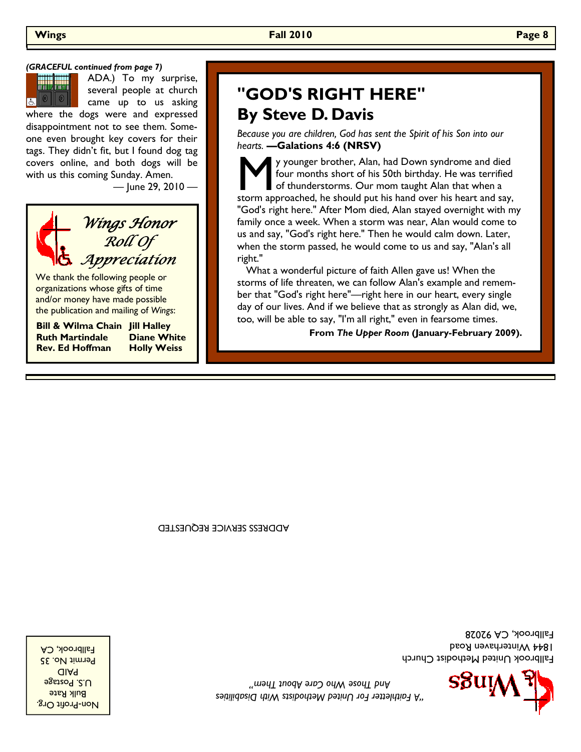*(GRACEFUL continued from page 7)*

ADA.) To my surprise, several people at church came up to us asking where the dogs were and expressed disappointment not to see them. Someone even brought key covers for their tags. They didn't fit, but I found dog tag covers online, and both dogs will be with us this coming Sunday. Amen.

— June 29, 2010 —

## *Wings Honor Roll Of Appreciation*

We thank the following people or organizations whose gifts of time and/or money have made possible the publication and mailing of *Wings*:

**Bill & Wilma Chain**
**Jill Halley**
**Ruth Martindale**
**Diane White**
**Rev. Ed Hoffman**
**Holly Weiss**

# "GOD'S RIGHT HERE" By Steve D. Davis

*Because you are children, God has sent the Spirit of his Son into our hearts.* **—Galatians 4:6 (NRSV)**

My younger brother, Alan, had Down syndrome and died four months short of his 50th birthday. He was terrified of thunderstorms. Our mom taught Alan that when a storm approached, he should put his hand over his heart and say, "God's right here." After Mom died, Alan stayed overnight with my family once a week. When a storm was near, Alan would come to us and say, "God's right here." Then he would calm down. Later, when the storm passed, he would come to us and say, "Alan's all right."

What a wonderful picture of faith Allen gave us! When the storms of life threaten, we can follow Alan's example and remember that "God's right here"—right here in our heart, every single day of our lives. And if we believe that as strongly as Alan did, we, too, will be able to say, "I'm all right," even in fearsome times.

**From *The Upper Room* (January-February 2009).**

ADDRESS SERVICE REQUESTED

Wings

*"A Faithletter For United Methodists With Disabilities And Those Who Care About Them"*

Fallbrook United Methodist Church
1844 Winterhaven Road
Fallbrook, CA 92028

Non-Profit Org.
Bulk Rate
U.S. Postage
PAID
Permit No. 35
Fallbrook, CA